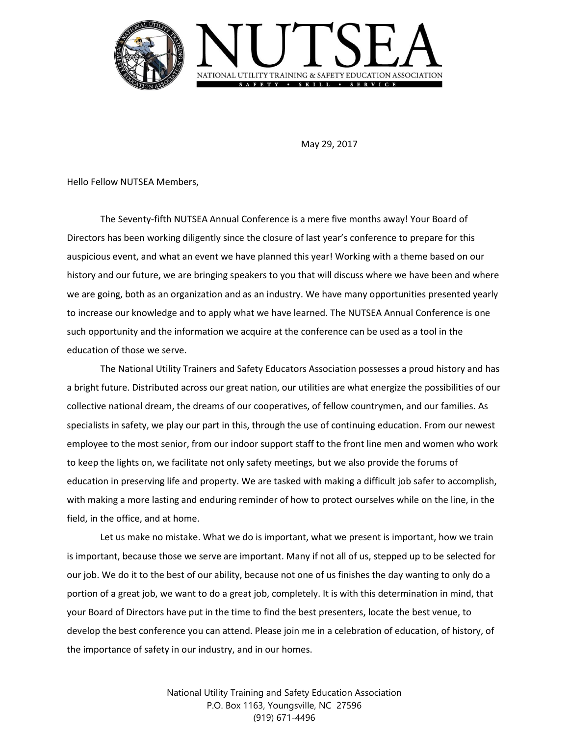# NUTSEA

NATIONAL UTILITY TRAINING & SAFETY EDUCATION ASSOCIATION

SAFETY • SKILL • SERVICE

May 29, 2017

Hello Fellow NUTSEA Members,

The Seventy-fifth NUTSEA Annual Conference is a mere five months away! Your Board of Directors has been working diligently since the closure of last year's conference to prepare for this auspicious event, and what an event we have planned this year! Working with a theme based on our history and our future, we are bringing speakers to you that will discuss where we have been and where we are going, both as an organization and as an industry. We have many opportunities presented yearly to increase our knowledge and to apply what we have learned. The NUTSEA Annual Conference is one such opportunity and the information we acquire at the conference can be used as a tool in the education of those we serve.

The National Utility Trainers and Safety Educators Association possesses a proud history and has a bright future. Distributed across our great nation, our utilities are what energize the possibilities of our collective national dream, the dreams of our cooperatives, of fellow countrymen, and our families. As specialists in safety, we play our part in this, through the use of continuing education. From our newest employee to the most senior, from our indoor support staff to the front line men and women who work to keep the lights on, we facilitate not only safety meetings, but we also provide the forums of education in preserving life and property. We are tasked with making a difficult job safer to accomplish, with making a more lasting and enduring reminder of how to protect ourselves while on the line, in the field, in the office, and at home.

Let us make no mistake. What we do is important, what we present is important, how we train is important, because those we serve are important. Many if not all of us, stepped up to be selected for our job. We do it to the best of our ability, because not one of us finishes the day wanting to only do a portion of a great job, we want to do a great job, completely. It is with this determination in mind, that your Board of Directors have put in the time to find the best presenters, locate the best venue, to develop the best conference you can attend. Please join me in a celebration of education, of history, of the importance of safety in our industry, and in our homes.

National Utility Training and Safety Education Association
P.O. Box 1163, Youngsville, NC 27596
(919) 671-4496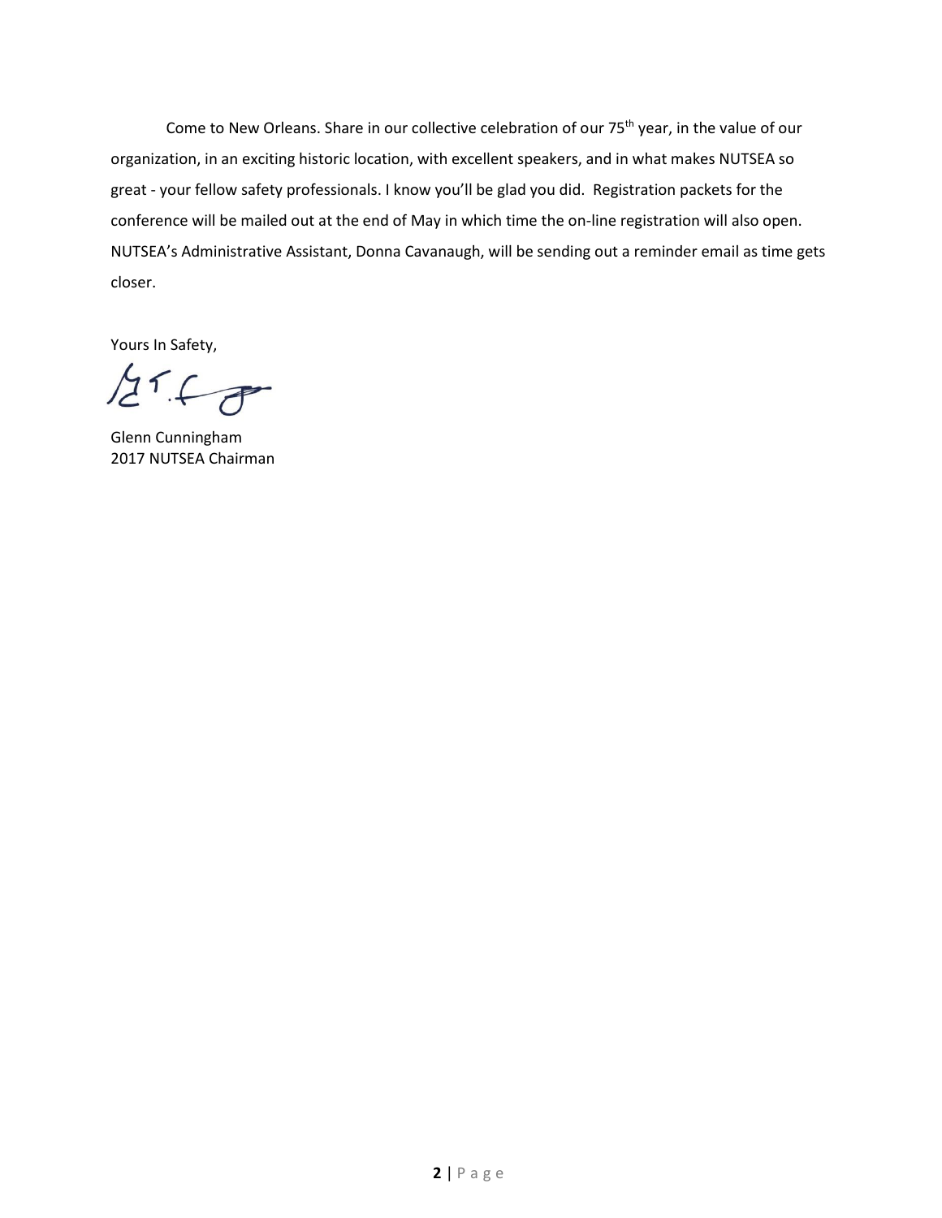Come to New Orleans. Share in our collective celebration of our 75th year, in the value of our organization, in an exciting historic location, with excellent speakers, and in what makes NUTSEA so great - your fellow safety professionals. I know you'll be glad you did. Registration packets for the conference will be mailed out at the end of May in which time the on-line registration will also open. NUTSEA's Administrative Assistant, Donna Cavanaugh, will be sending out a reminder email as time gets closer.

Yours In Safety,

Glenn Cunningham
2017 NUTSEA Chairman